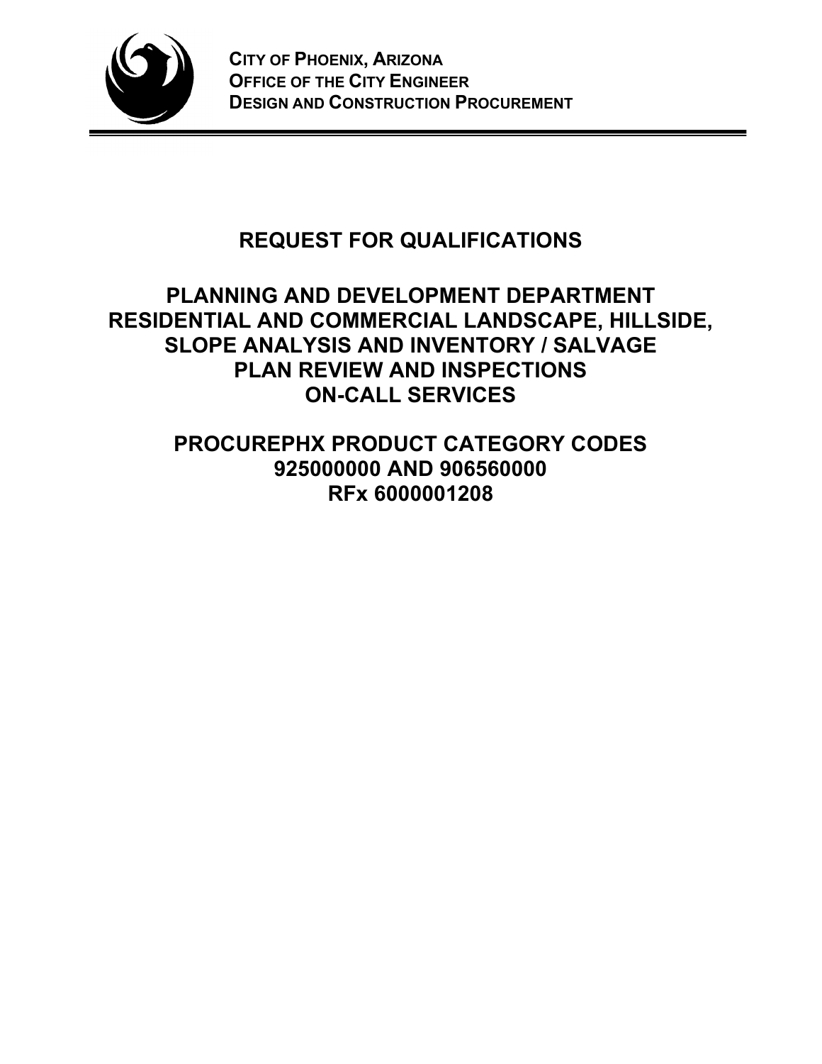**CITY OF PHOENIX, ARIZONA**
**OFFICE OF THE CITY ENGINEER**
**DESIGN AND CONSTRUCTION PROCUREMENT**

# REQUEST FOR QUALIFICATIONS

## PLANNING AND DEVELOPMENT DEPARTMENT RESIDENTIAL AND COMMERCIAL LANDSCAPE, HILLSIDE, SLOPE ANALYSIS AND INVENTORY / SALVAGE PLAN REVIEW AND INSPECTIONS ON-CALL SERVICES

## PROCUREPHX PRODUCT CATEGORY CODES 925000000 AND 906560000 RFx 6000001208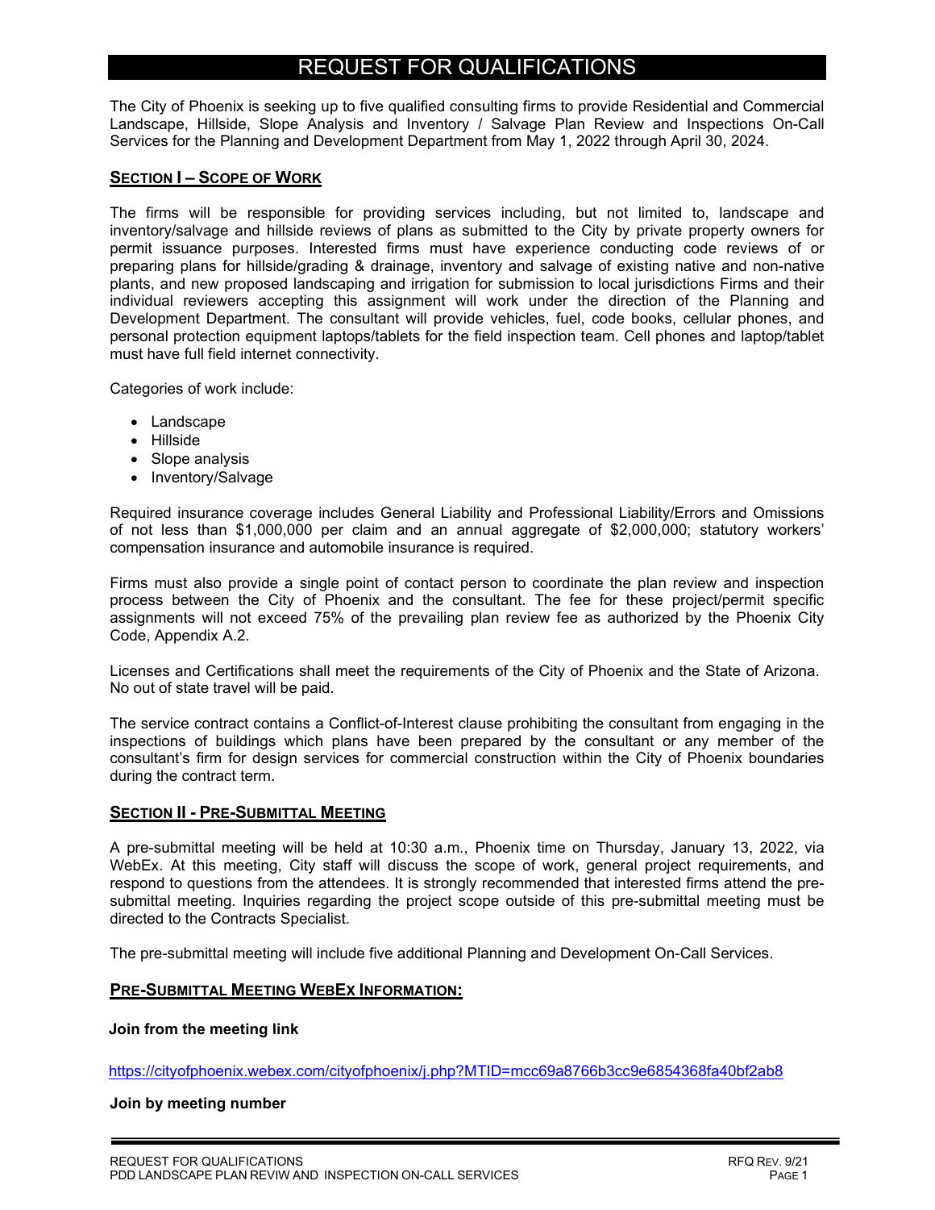# REQUEST FOR QUALIFICATIONS

The City of Phoenix is seeking up to five qualified consulting firms to provide Residential and Commercial Landscape, Hillside, Slope Analysis and Inventory / Salvage Plan Review and Inspections On-Call Services for the Planning and Development Department from May 1, 2022 through April 30, 2024.

## SECTION I – SCOPE OF WORK

The firms will be responsible for providing services including, but not limited to, landscape and inventory/salvage and hillside reviews of plans as submitted to the City by private property owners for permit issuance purposes. Interested firms must have experience conducting code reviews of or preparing plans for hillside/grading & drainage, inventory and salvage of existing native and non-native plants, and new proposed landscaping and irrigation for submission to local jurisdictions Firms and their individual reviewers accepting this assignment will work under the direction of the Planning and Development Department. The consultant will provide vehicles, fuel, code books, cellular phones, and personal protection equipment laptops/tablets for the field inspection team. Cell phones and laptop/tablet must have full field internet connectivity.

Categories of work include:

- Landscape
- Hillside
- Slope analysis
- Inventory/Salvage

Required insurance coverage includes General Liability and Professional Liability/Errors and Omissions of not less than $1,000,000 per claim and an annual aggregate of $2,000,000; statutory workers' compensation insurance and automobile insurance is required.

Firms must also provide a single point of contact person to coordinate the plan review and inspection process between the City of Phoenix and the consultant. The fee for these project/permit specific assignments will not exceed 75% of the prevailing plan review fee as authorized by the Phoenix City Code, Appendix A.2.

Licenses and Certifications shall meet the requirements of the City of Phoenix and the State of Arizona. No out of state travel will be paid.

The service contract contains a Conflict-of-Interest clause prohibiting the consultant from engaging in the inspections of buildings which plans have been prepared by the consultant or any member of the consultant's firm for design services for commercial construction within the City of Phoenix boundaries during the contract term.

## SECTION II - PRE-SUBMITTAL MEETING

A pre-submittal meeting will be held at 10:30 a.m., Phoenix time on Thursday, January 13, 2022, via WebEx. At this meeting, City staff will discuss the scope of work, general project requirements, and respond to questions from the attendees. It is strongly recommended that interested firms attend the pre-submittal meeting. Inquiries regarding the project scope outside of this pre-submittal meeting must be directed to the Contracts Specialist.

The pre-submittal meeting will include five additional Planning and Development On-Call Services.

### PRE-SUBMITTAL MEETING WEBEX INFORMATION:

**Join from the meeting link**

https://cityofphoenix.webex.com/cityofphoenix/j.php?MTID=mcc69a8766b3cc9e6854368fa40bf2ab8

**Join by meeting number**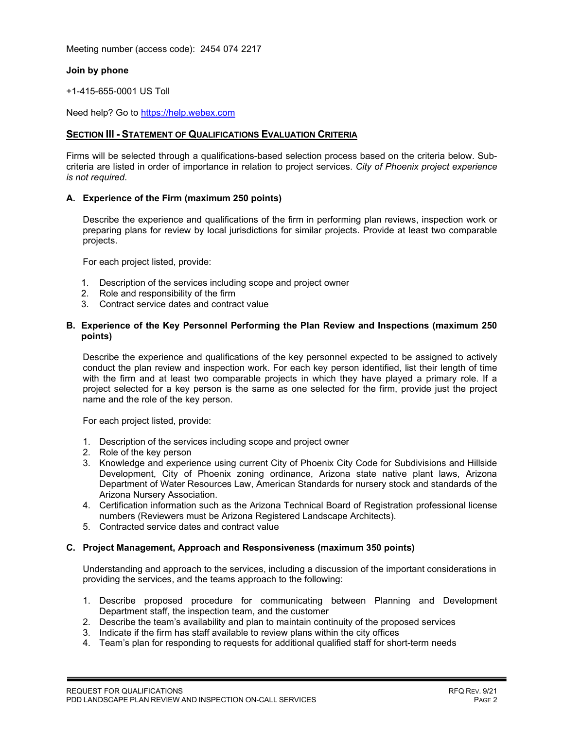Meeting number (access code): 2454 074 2217

**Join by phone**

+1-415-655-0001 US Toll

Need help? Go to [https://help.webex.com](https://help.webex.com)

## SECTION III - STATEMENT OF QUALIFICATIONS EVALUATION CRITERIA

Firms will be selected through a qualifications-based selection process based on the criteria below. Sub-criteria are listed in order of importance in relation to project services. *City of Phoenix project experience is not required*.

### A. Experience of the Firm (maximum 250 points)

Describe the experience and qualifications of the firm in performing plan reviews, inspection work or preparing plans for review by local jurisdictions for similar projects. Provide at least two comparable projects.

For each project listed, provide:

1. Description of the services including scope and project owner
2. Role and responsibility of the firm
3. Contract service dates and contract value

### B. Experience of the Key Personnel Performing the Plan Review and Inspections (maximum 250 points)

Describe the experience and qualifications of the key personnel expected to be assigned to actively conduct the plan review and inspection work. For each key person identified, list their length of time with the firm and at least two comparable projects in which they have played a primary role. If a project selected for a key person is the same as one selected for the firm, provide just the project name and the role of the key person.

For each project listed, provide:

1. Description of the services including scope and project owner
2. Role of the key person
3. Knowledge and experience using current City of Phoenix City Code for Subdivisions and Hillside Development, City of Phoenix zoning ordinance, Arizona state native plant laws, Arizona Department of Water Resources Law, American Standards for nursery stock and standards of the Arizona Nursery Association.
4. Certification information such as the Arizona Technical Board of Registration professional license numbers (Reviewers must be Arizona Registered Landscape Architects).
5. Contracted service dates and contract value

### C. Project Management, Approach and Responsiveness (maximum 350 points)

Understanding and approach to the services, including a discussion of the important considerations in providing the services, and the teams approach to the following:

1. Describe proposed procedure for communicating between Planning and Development Department staff, the inspection team, and the customer
2. Describe the team's availability and plan to maintain continuity of the proposed services
3. Indicate if the firm has staff available to review plans within the city offices
4. Team's plan for responding to requests for additional qualified staff for short-term needs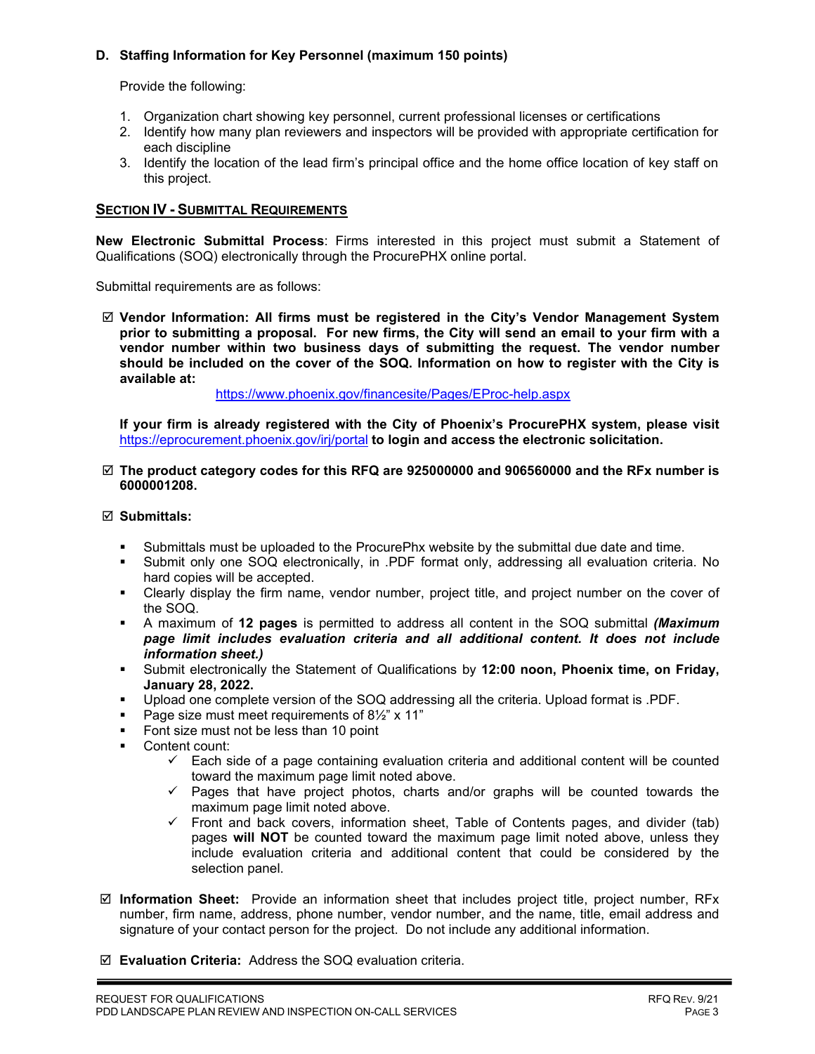### D. Staffing Information for Key Personnel (maximum 150 points)

Provide the following:

1. Organization chart showing key personnel, current professional licenses or certifications
2. Identify how many plan reviewers and inspectors will be provided with appropriate certification for each discipline
3. Identify the location of the lead firm's principal office and the home office location of key staff on this project.

## SECTION IV - SUBMITTAL REQUIREMENTS

**New Electronic Submittal Process**: Firms interested in this project must submit a Statement of Qualifications (SOQ) electronically through the ProcurePHX online portal.

Submittal requirements are as follows:

☑ **Vendor Information: All firms must be registered in the City's Vendor Management System prior to submitting a proposal. For new firms, the City will send an email to your firm with a vendor number within two business days of submitting the request. The vendor number should be included on the cover of the SOQ. Information on how to register with the City is available at:**

https://www.phoenix.gov/financesite/Pages/EProc-help.aspx

**If your firm is already registered with the City of Phoenix's ProcurePHX system, please visit** https://eprocurement.phoenix.gov/irj/portal **to login and access the electronic solicitation.**

☑ **The product category codes for this RFQ are 925000000 and 906560000 and the RFx number is 6000001208.**

☑ **Submittals:**

- Submittals must be uploaded to the ProcurePhx website by the submittal due date and time.
- Submit only one SOQ electronically, in .PDF format only, addressing all evaluation criteria. No hard copies will be accepted.
- Clearly display the firm name, vendor number, project title, and project number on the cover of the SOQ.
- A maximum of **12 pages** is permitted to address all content in the SOQ submittal ***(Maximum page limit includes evaluation criteria and all additional content. It does not include information sheet.)***
- Submit electronically the Statement of Qualifications by **12:00 noon, Phoenix time, on Friday, January 28, 2022.**
- Upload one complete version of the SOQ addressing all the criteria. Upload format is .PDF.
- Page size must meet requirements of 8½" x 11"
- Font size must not be less than 10 point
- Content count:
  - ✓ Each side of a page containing evaluation criteria and additional content will be counted toward the maximum page limit noted above.
  - ✓ Pages that have project photos, charts and/or graphs will be counted towards the maximum page limit noted above.
  - ✓ Front and back covers, information sheet, Table of Contents pages, and divider (tab) pages **will NOT** be counted toward the maximum page limit noted above, unless they include evaluation criteria and additional content that could be considered by the selection panel.

☑ **Information Sheet:** Provide an information sheet that includes project title, project number, RFx number, firm name, address, phone number, vendor number, and the name, title, email address and signature of your contact person for the project. Do not include any additional information.

☑ **Evaluation Criteria:** Address the SOQ evaluation criteria.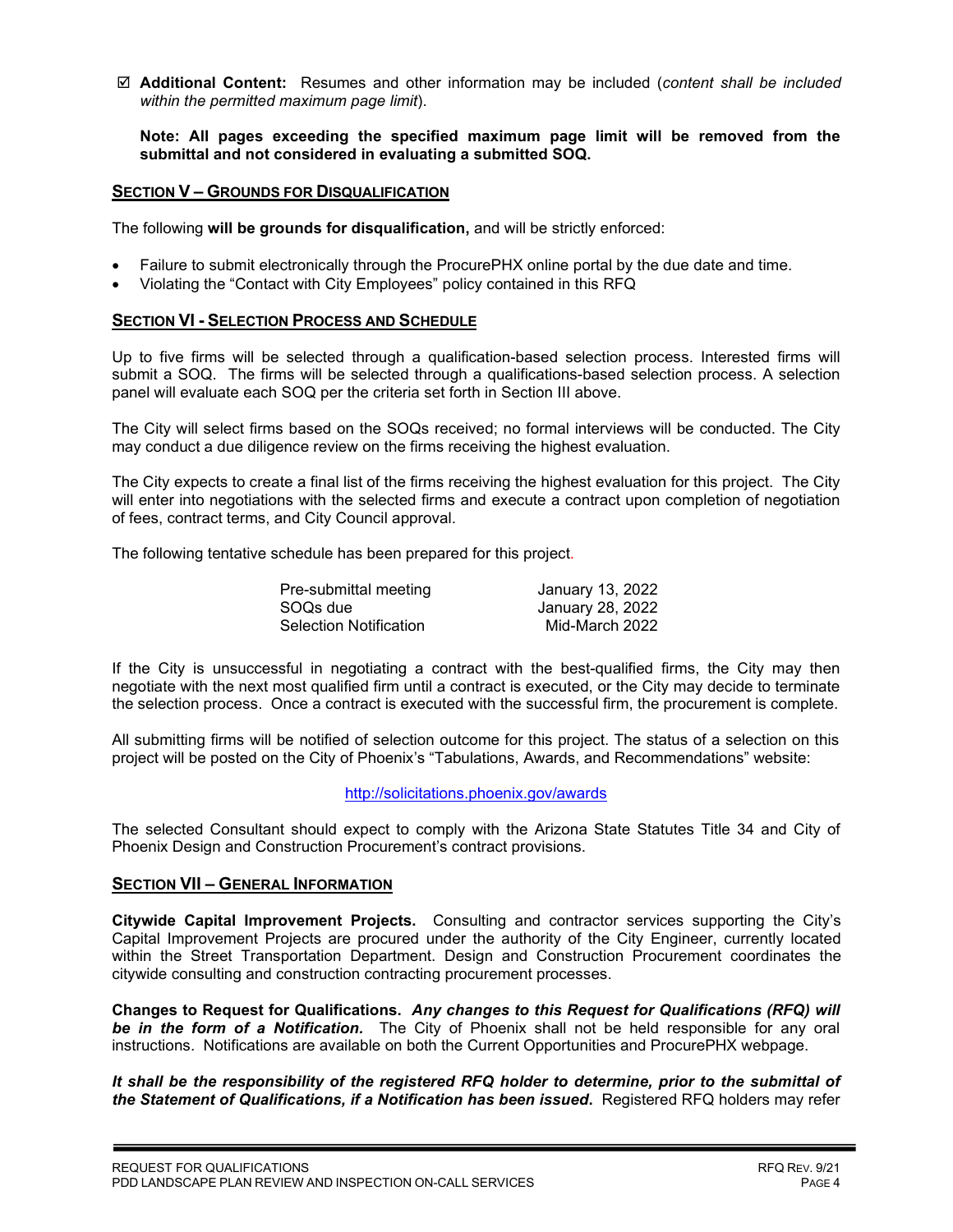☑ **Additional Content:** Resumes and other information may be included (*content shall be included within the permitted maximum page limit*).

**Note: All pages exceeding the specified maximum page limit will be removed from the submittal and not considered in evaluating a submitted SOQ.**

## SECTION V – GROUNDS FOR DISQUALIFICATION

The following **will be grounds for disqualification,** and will be strictly enforced:

- Failure to submit electronically through the ProcurePHX online portal by the due date and time.
- Violating the "Contact with City Employees" policy contained in this RFQ

## SECTION VI - SELECTION PROCESS AND SCHEDULE

Up to five firms will be selected through a qualification-based selection process. Interested firms will submit a SOQ. The firms will be selected through a qualifications-based selection process. A selection panel will evaluate each SOQ per the criteria set forth in Section III above.

The City will select firms based on the SOQs received; no formal interviews will be conducted. The City may conduct a due diligence review on the firms receiving the highest evaluation.

The City expects to create a final list of the firms receiving the highest evaluation for this project. The City will enter into negotiations with the selected firms and execute a contract upon completion of negotiation of fees, contract terms, and City Council approval.

The following tentative schedule has been prepared for this project.

| | |
|---|---|
| Pre-submittal meeting | January 13, 2022 |
| SOQs due | January 28, 2022 |
| Selection Notification | Mid-March 2022 |

If the City is unsuccessful in negotiating a contract with the best-qualified firms, the City may then negotiate with the next most qualified firm until a contract is executed, or the City may decide to terminate the selection process. Once a contract is executed with the successful firm, the procurement is complete.

All submitting firms will be notified of selection outcome for this project. The status of a selection on this project will be posted on the City of Phoenix's "Tabulations, Awards, and Recommendations" website:

http://solicitations.phoenix.gov/awards

The selected Consultant should expect to comply with the Arizona State Statutes Title 34 and City of Phoenix Design and Construction Procurement's contract provisions.

## SECTION VII – GENERAL INFORMATION

**Citywide Capital Improvement Projects.** Consulting and contractor services supporting the City's Capital Improvement Projects are procured under the authority of the City Engineer, currently located within the Street Transportation Department. Design and Construction Procurement coordinates the citywide consulting and construction contracting procurement processes.

**Changes to Request for Qualifications.** ***Any changes to this Request for Qualifications (RFQ) will be in the form of a Notification.*** The City of Phoenix shall not be held responsible for any oral instructions. Notifications are available on both the Current Opportunities and ProcurePHX webpage.

***It shall be the responsibility of the registered RFQ holder to determine, prior to the submittal of the Statement of Qualifications, if a Notification has been issued*****.** Registered RFQ holders may refer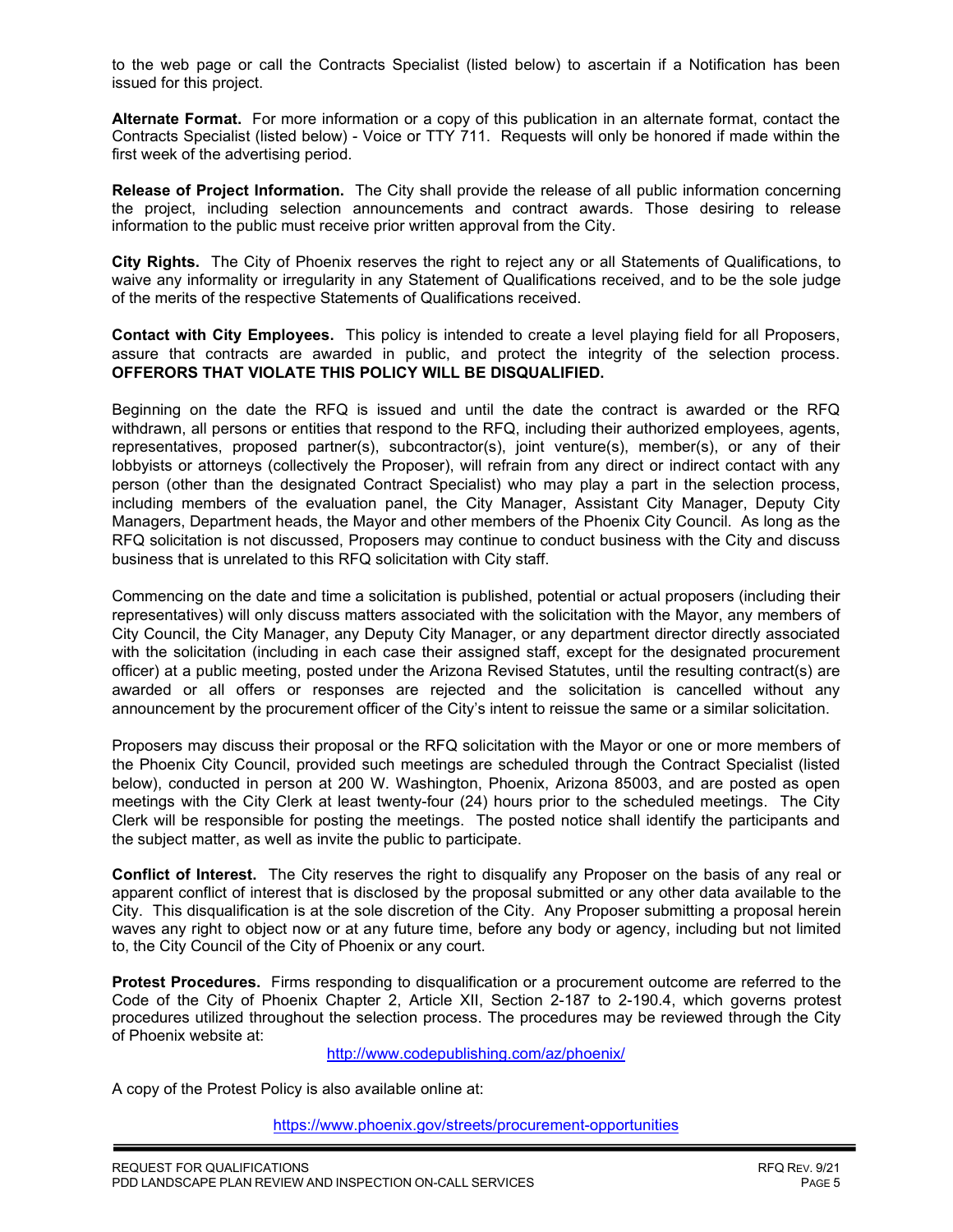to the web page or call the Contracts Specialist (listed below) to ascertain if a Notification has been issued for this project.

**Alternate Format.** For more information or a copy of this publication in an alternate format, contact the Contracts Specialist (listed below) - Voice or TTY 711. Requests will only be honored if made within the first week of the advertising period.

**Release of Project Information.** The City shall provide the release of all public information concerning the project, including selection announcements and contract awards. Those desiring to release information to the public must receive prior written approval from the City.

**City Rights.** The City of Phoenix reserves the right to reject any or all Statements of Qualifications, to waive any informality or irregularity in any Statement of Qualifications received, and to be the sole judge of the merits of the respective Statements of Qualifications received.

**Contact with City Employees.** This policy is intended to create a level playing field for all Proposers, assure that contracts are awarded in public, and protect the integrity of the selection process. **OFFERORS THAT VIOLATE THIS POLICY WILL BE DISQUALIFIED.**

Beginning on the date the RFQ is issued and until the date the contract is awarded or the RFQ withdrawn, all persons or entities that respond to the RFQ, including their authorized employees, agents, representatives, proposed partner(s), subcontractor(s), joint venture(s), member(s), or any of their lobbyists or attorneys (collectively the Proposer), will refrain from any direct or indirect contact with any person (other than the designated Contract Specialist) who may play a part in the selection process, including members of the evaluation panel, the City Manager, Assistant City Manager, Deputy City Managers, Department heads, the Mayor and other members of the Phoenix City Council. As long as the RFQ solicitation is not discussed, Proposers may continue to conduct business with the City and discuss business that is unrelated to this RFQ solicitation with City staff.

Commencing on the date and time a solicitation is published, potential or actual proposers (including their representatives) will only discuss matters associated with the solicitation with the Mayor, any members of City Council, the City Manager, any Deputy City Manager, or any department director directly associated with the solicitation (including in each case their assigned staff, except for the designated procurement officer) at a public meeting, posted under the Arizona Revised Statutes, until the resulting contract(s) are awarded or all offers or responses are rejected and the solicitation is cancelled without any announcement by the procurement officer of the City's intent to reissue the same or a similar solicitation.

Proposers may discuss their proposal or the RFQ solicitation with the Mayor or one or more members of the Phoenix City Council, provided such meetings are scheduled through the Contract Specialist (listed below), conducted in person at 200 W. Washington, Phoenix, Arizona 85003, and are posted as open meetings with the City Clerk at least twenty-four (24) hours prior to the scheduled meetings. The City Clerk will be responsible for posting the meetings. The posted notice shall identify the participants and the subject matter, as well as invite the public to participate.

**Conflict of Interest.** The City reserves the right to disqualify any Proposer on the basis of any real or apparent conflict of interest that is disclosed by the proposal submitted or any other data available to the City. This disqualification is at the sole discretion of the City. Any Proposer submitting a proposal herein waves any right to object now or at any future time, before any body or agency, including but not limited to, the City Council of the City of Phoenix or any court.

**Protest Procedures.** Firms responding to disqualification or a procurement outcome are referred to the Code of the City of Phoenix Chapter 2, Article XII, Section 2-187 to 2-190.4, which governs protest procedures utilized throughout the selection process. The procedures may be reviewed through the City of Phoenix website at:

http://www.codepublishing.com/az/phoenix/

A copy of the Protest Policy is also available online at:

https://www.phoenix.gov/streets/procurement-opportunities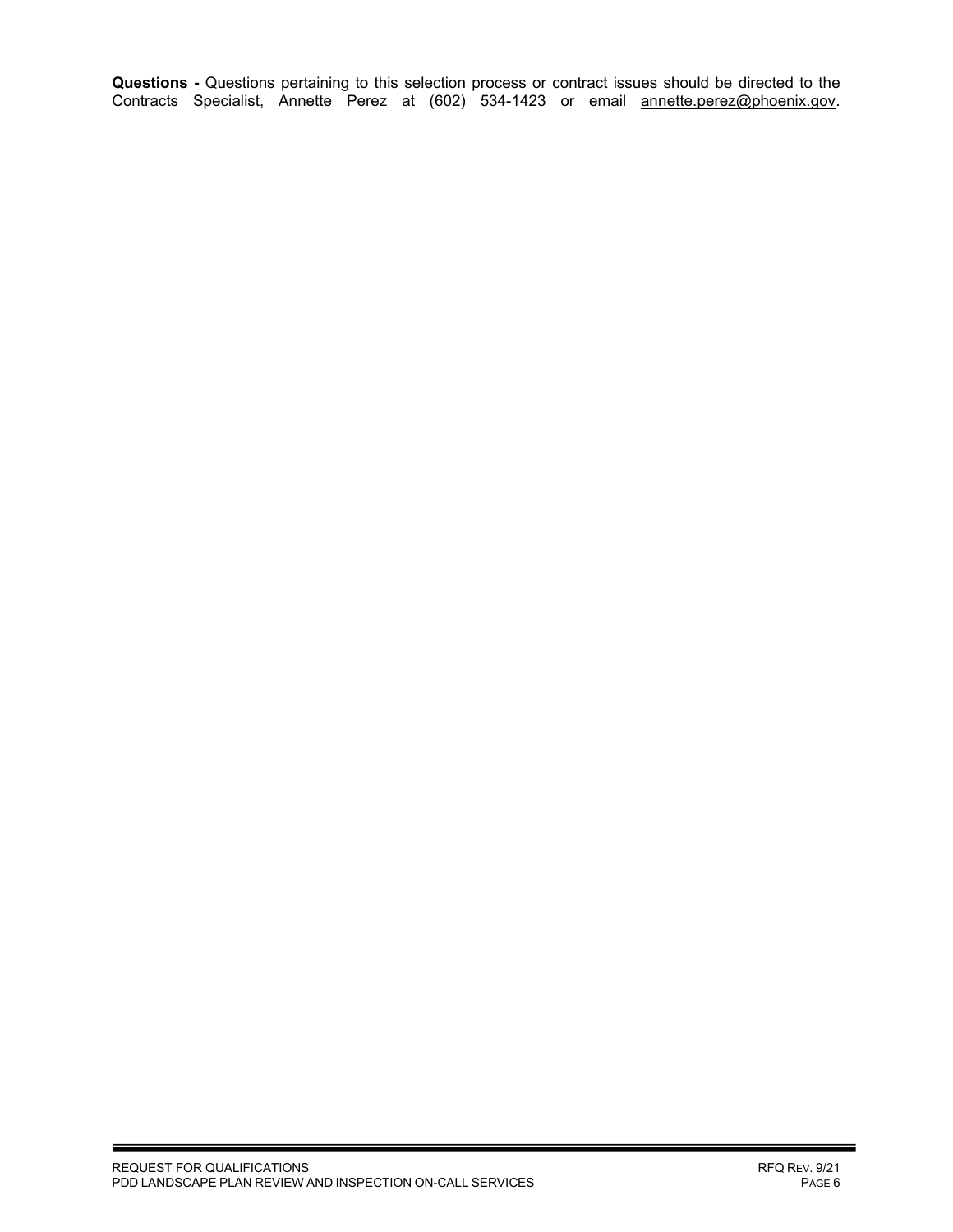**Questions -** Questions pertaining to this selection process or contract issues should be directed to the Contracts Specialist, Annette Perez at (602) 534-1423 or email annette.perez@phoenix.gov.